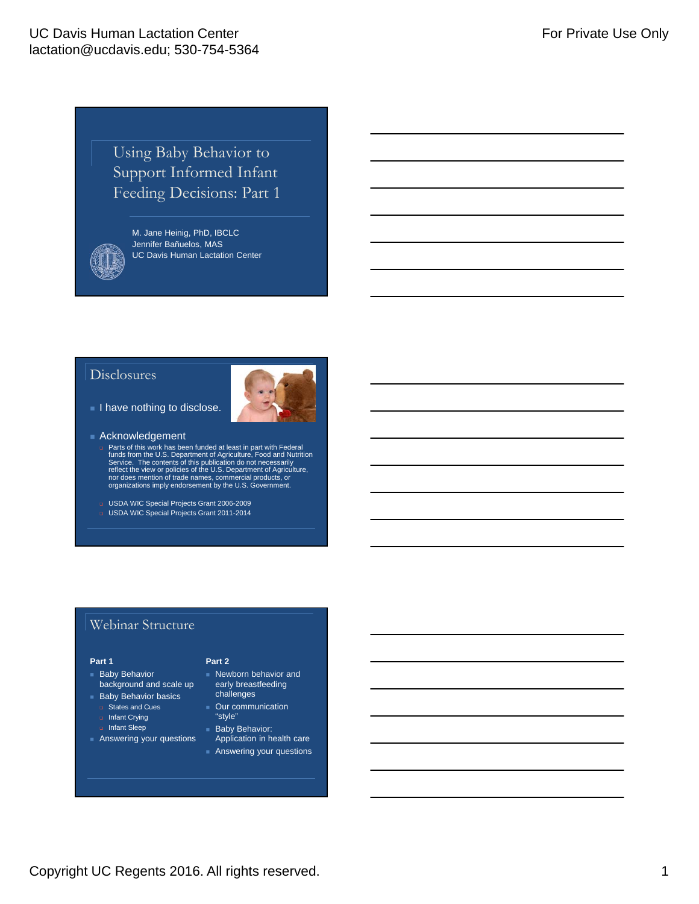# Using Baby Behavior to Support Informed Infant Feeding Decisions: Part 1

M. Jane Heinig, PhD, IBCLC
Jennifer Bañuelos, MAS
UC Davis Human Lactation Center

## Disclosures

- I have nothing to disclose.
- Acknowledgement
  - Parts of this work has been funded at least in part with Federal funds from the U.S. Department of Agriculture, Food and Nutrition Service. The contents of this publication do not necessarily reflect the view or policies of the U.S. Department of Agriculture, nor does mention of trade names, commercial products, or organizations imply endorsement by the U.S. Government.
  - USDA WIC Special Projects Grant 2006-2009
  - USDA WIC Special Projects Grant 2011-2014

## Webinar Structure

**Part 1**

- Baby Behavior background and scale up
- Baby Behavior basics
  - States and Cues
  - Infant Crying
  - Infant Sleep
- Answering your questions

**Part 2**

- Newborn behavior and early breastfeeding challenges
- Our communication "style"
- Baby Behavior: Application in health care
- Answering your questions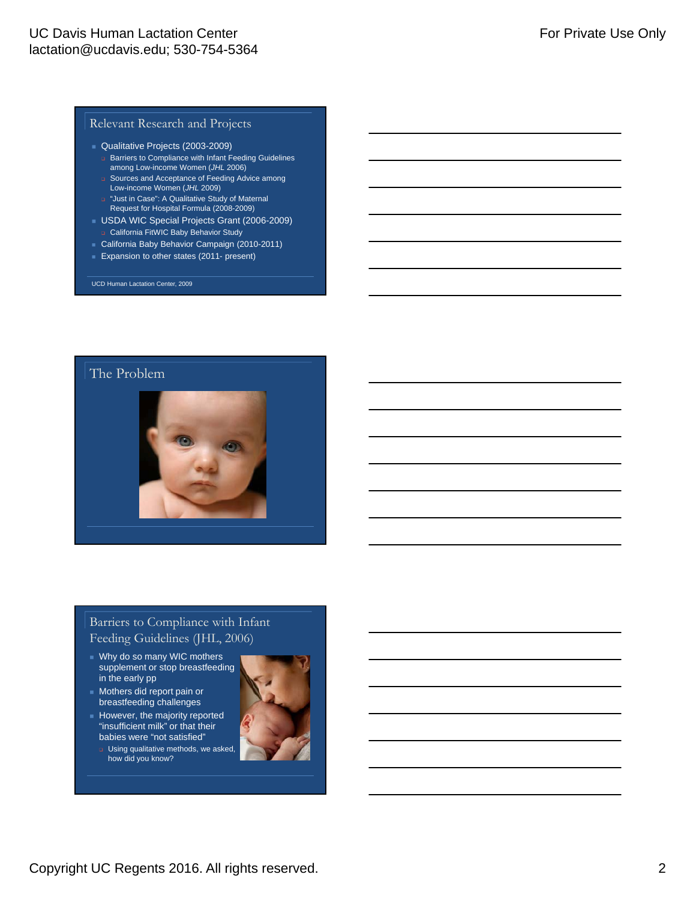## Relevant Research and Projects

- Qualitative Projects (2003-2009)
  - Barriers to Compliance with Infant Feeding Guidelines among Low-income Women (*JHL* 2006)
  - Sources and Acceptance of Feeding Advice among Low-income Women (*JHL* 2009)
  - "Just in Case": A Qualitative Study of Maternal Request for Hospital Formula (2008-2009)
- USDA WIC Special Projects Grant (2006-2009)
  - California FitWIC Baby Behavior Study
- California Baby Behavior Campaign (2010-2011)
- Expansion to other states (2011- present)

UCD Human Lactation Center, 2009

## The Problem

## Barriers to Compliance with Infant Feeding Guidelines (JHL, 2006)

- Why do so many WIC mothers supplement or stop breastfeeding in the early pp
- Mothers did report pain or breastfeeding challenges
- However, the majority reported "insufficient milk" or that their babies were "not satisfied"
  - Using qualitative methods, we asked, how did you know?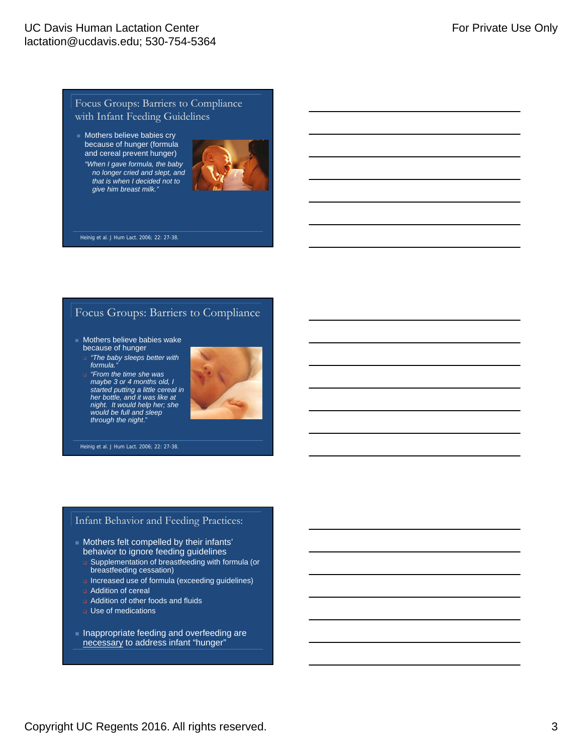## Focus Groups: Barriers to Compliance with Infant Feeding Guidelines

- Mothers believe babies cry because of hunger (formula and cereal prevent hunger)
  *"When I gave formula, the baby no longer cried and slept, and that is when I decided not to give him breast milk."*

Heinig et al. J Hum Lact. 2006; 22: 27-38.

## Focus Groups: Barriers to Compliance

- Mothers believe babies wake because of hunger
  - *"The baby sleeps better with formula."*
  - *"From the time she was maybe 3 or 4 months old, I started putting a little cereal in her bottle, and it was like at night. It would help her; she would be full and sleep through the night."*

Heinig et al. J Hum Lact. 2006; 22: 27-38.

## Infant Behavior and Feeding Practices:

- Mothers felt compelled by their infants' behavior to ignore feeding guidelines
  - Supplementation of breastfeeding with formula (or breastfeeding cessation)
  - Increased use of formula (exceeding guidelines)
  - Addition of cereal
  - Addition of other foods and fluids
  - Use of medications
- Inappropriate feeding and overfeeding are <u>necessary</u> to address infant "hunger"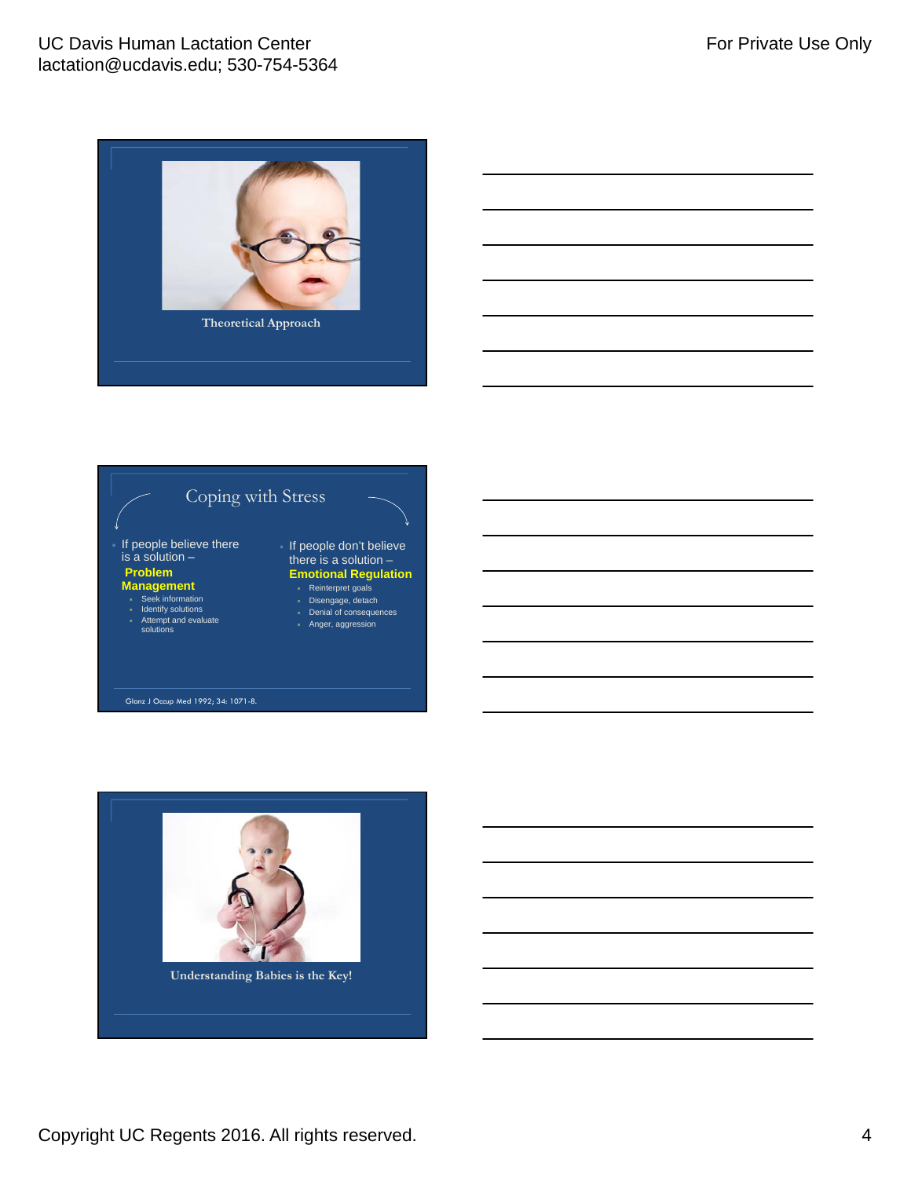Theoretical Approach

## Coping with Stress

- If people believe there is a solution – **Problem Management**
  - Seek information
  - Identify solutions
  - Attempt and evaluate solutions
- If people don't believe there is a solution – **Emotional Regulation**
  - Reinterpret goals
  - Disengage, detach
  - Denial of consequences
  - Anger, aggression

Glanz J Occup Med 1992; 34: 1071-8.

Understanding Babies is the Key!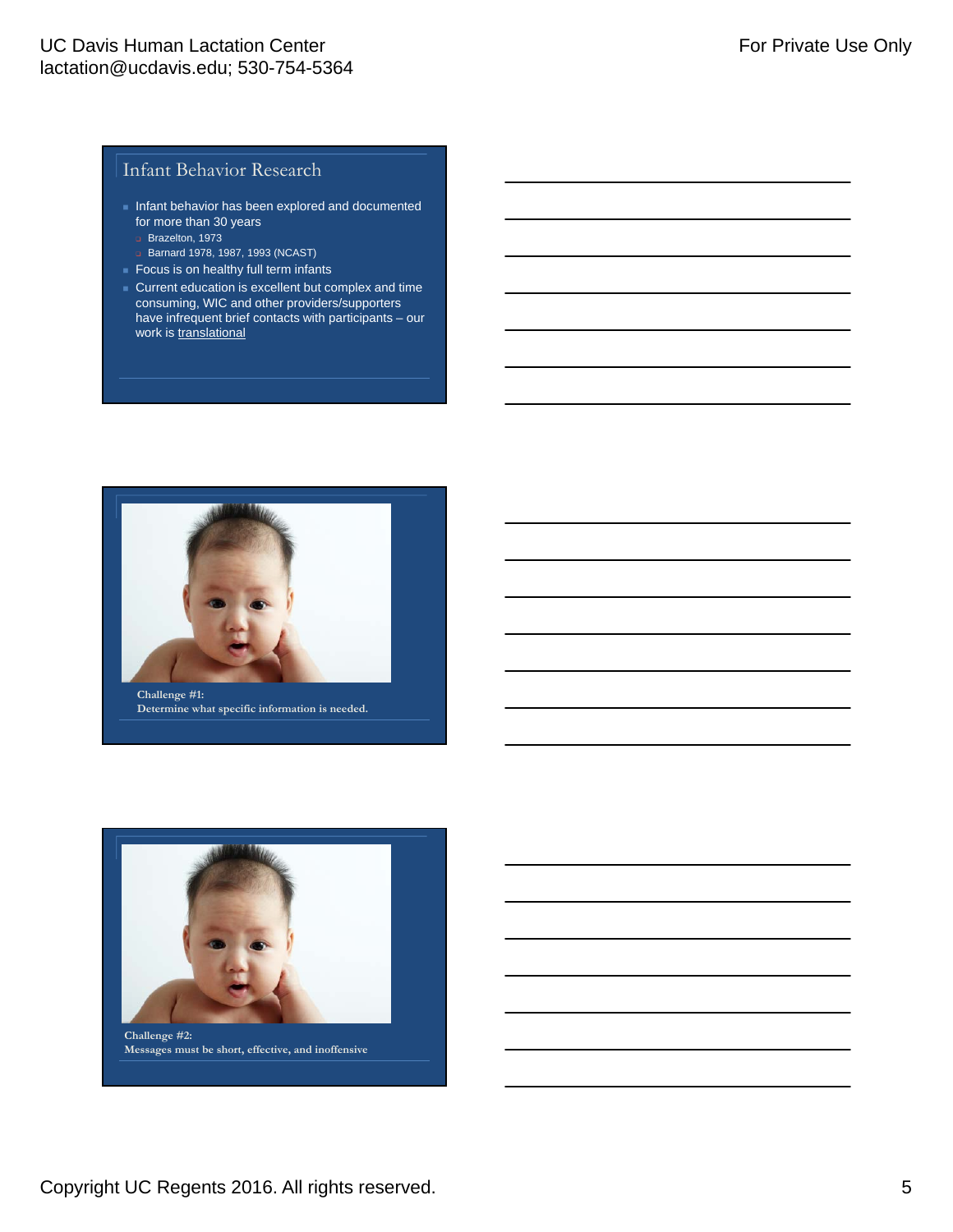## Infant Behavior Research

- Infant behavior has been explored and documented for more than 30 years
  - Brazelton, 1973
  - Barnard 1978, 1987, 1993 (NCAST)
- Focus is on healthy full term infants
- Current education is excellent but complex and time consuming, WIC and other providers/supporters have infrequent brief contacts with participants – our work is translational

**Challenge #1:**
**Determine what specific information is needed.**

**Challenge #2:**
**Messages must be short, effective, and inoffensive**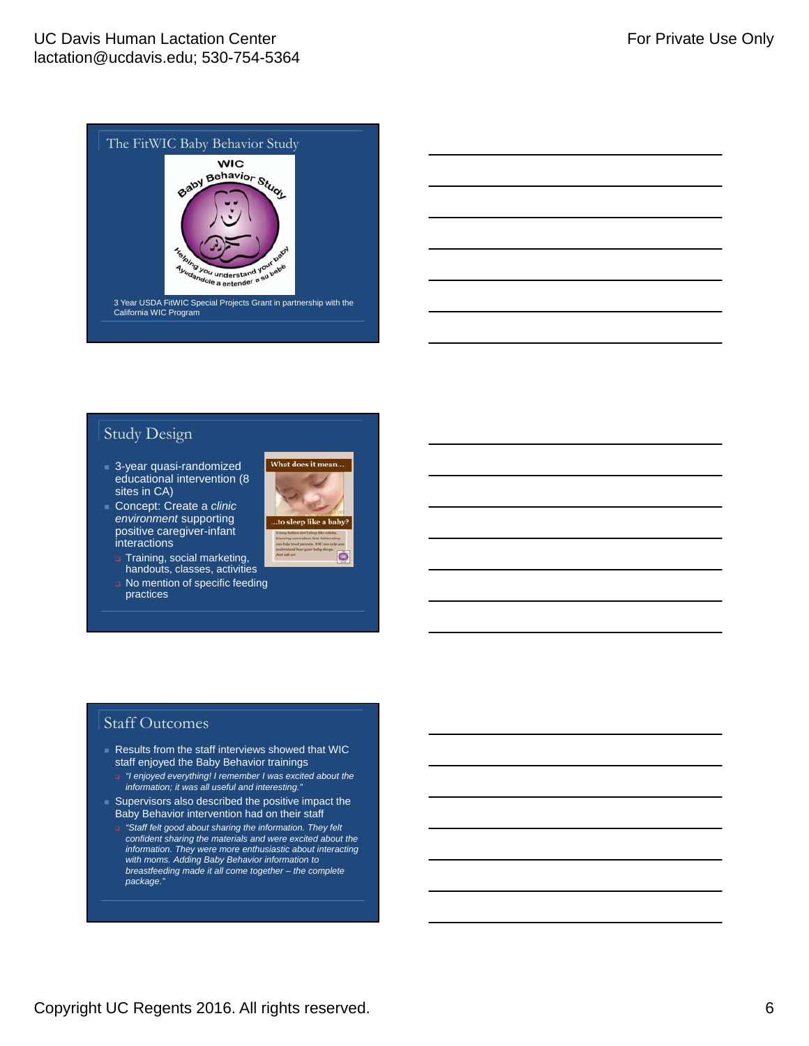## The FitWIC Baby Behavior Study

WIC Baby Behavior Study

Helping you understand your baby
Ayudandole a entender a su bebé

3 Year USDA FitWIC Special Projects Grant in partnership with the California WIC Program

## Study Design

- 3-year quasi-randomized educational intervention (8 sites in CA)
- Concept: Create a *clinic environment* supporting positive caregiver-infant interactions
  - Training, social marketing, handouts, classes, activities
  - No mention of specific feeding practices

What does it mean…

…to sleep like a baby?

## Staff Outcomes

- Results from the staff interviews showed that WIC staff enjoyed the Baby Behavior trainings
  - *"I enjoyed everything! I remember I was excited about the information; it was all useful and interesting."*
- Supervisors also described the positive impact the Baby Behavior intervention had on their staff
  - *"Staff felt good about sharing the information. They felt confident sharing the materials and were excited about the information. They were more enthusiastic about interacting with moms. Adding Baby Behavior information to breastfeeding made it all come together – the complete package."*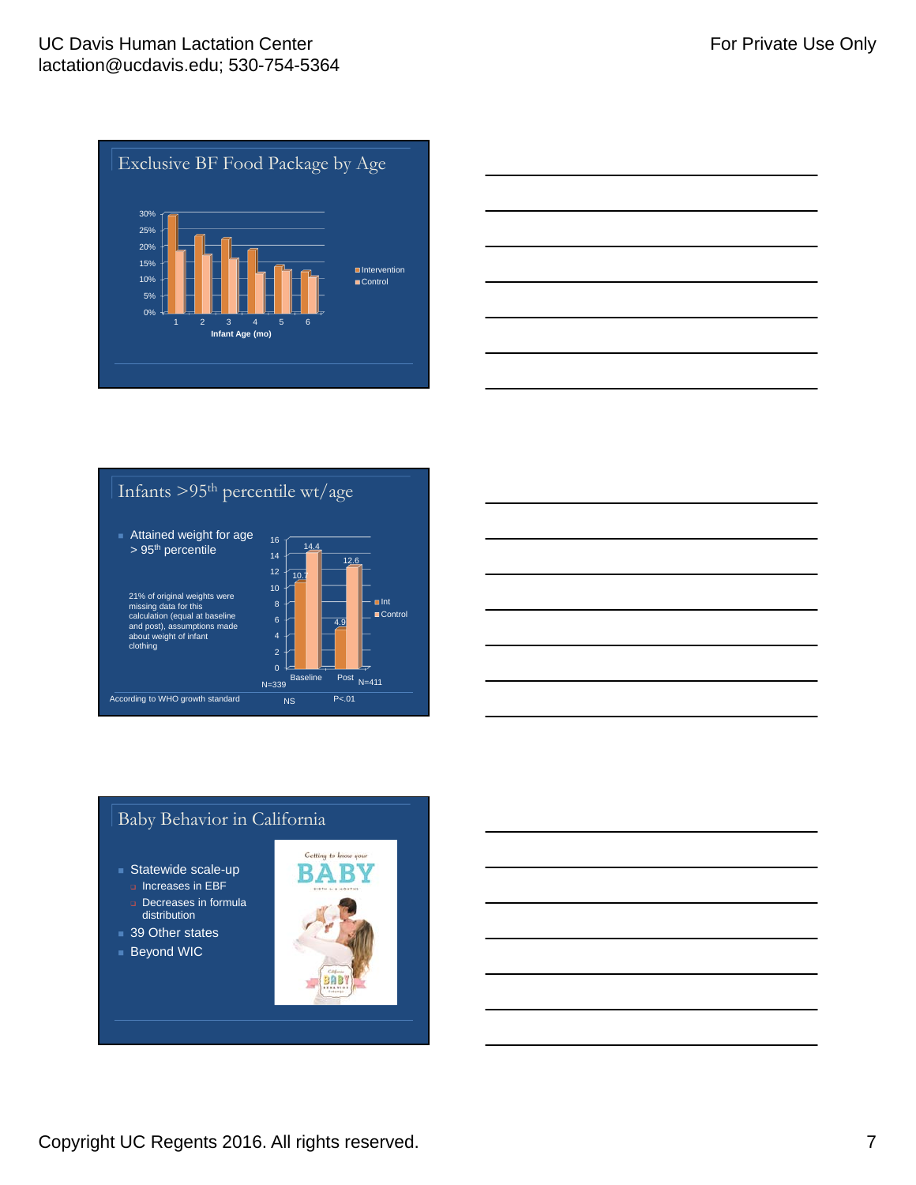## Exclusive BF Food Package by Age

| Infant Age (mo) | 1 | 2 | 3 | 4 | 5 | 6 |
|---|---|---|---|---|---|---|
| Intervention | | | | | | |
| Control | | | | | | |

## Infants >95th percentile wt/age

- Attained weight for age > 95th percentile

21% of original weights were missing data for this calculation (equal at baseline and post), assumptions made about weight of infant clothing

| | Baseline | Post |
|---|---|---|
| Int | 10.7 | 4.9 |
| Control | 14.4 | 12.6 |
| | N=339 | N=411 |
| | NS | P<.01 |

According to WHO growth standard

## Baby Behavior in California

- Statewide scale-up
  - Increases in EBF
  - Decreases in formula distribution
- 39 Other states
- Beyond WIC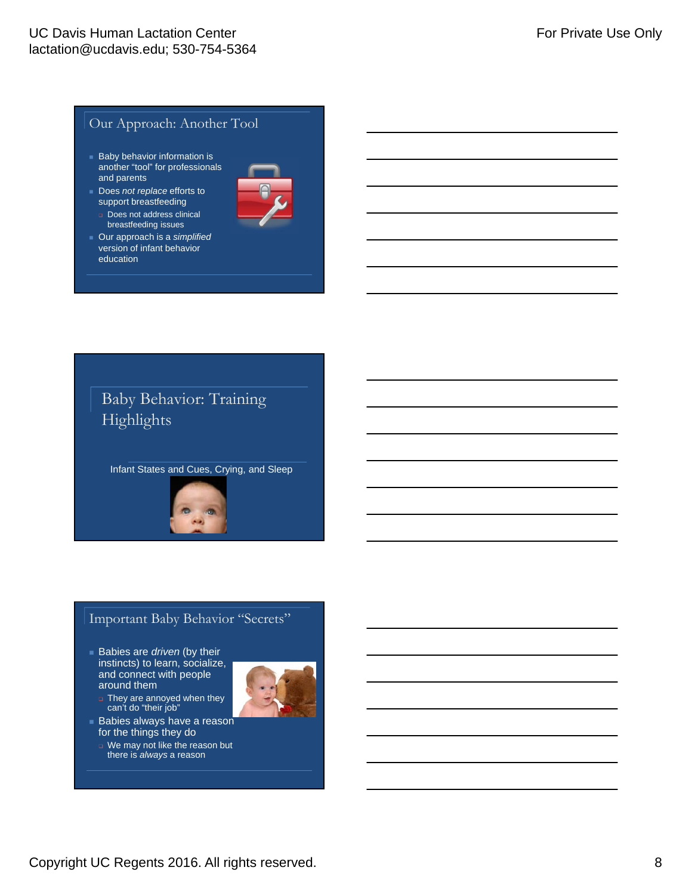## Our Approach: Another Tool

- Baby behavior information is another "tool" for professionals and parents
- Does *not replace* efforts to support breastfeeding
  - Does not address clinical breastfeeding issues
- Our approach is a *simplified* version of infant behavior education

## Baby Behavior: Training Highlights

Infant States and Cues, Crying, and Sleep

## Important Baby Behavior "Secrets"

- Babies are *driven* (by their instincts) to learn, socialize, and connect with people around them
  - They are annoyed when they can't do "their job"
- Babies always have a reason for the things they do
  - We may not like the reason but there is *always* a reason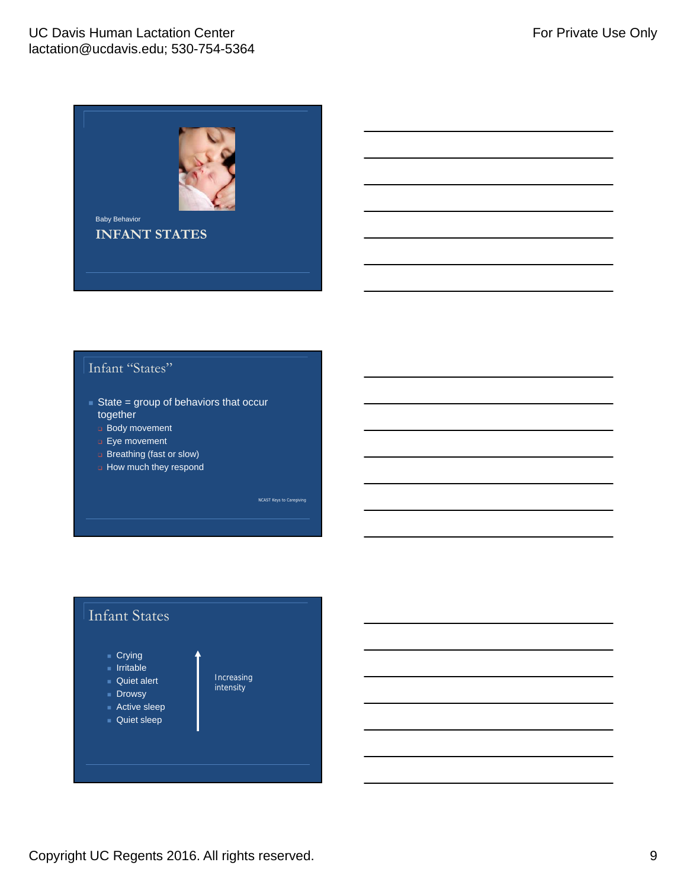Baby Behavior

# INFANT STATES

## Infant "States"

- State = group of behaviors that occur together
  - Body movement
  - Eye movement
  - Breathing (fast or slow)
  - How much they respond

NCAST Keys to Caregiving

## Infant States

- Crying
- Irritable
- Quiet alert
- Drowsy
- Active sleep
- Quiet sleep

↑ Increasing intensity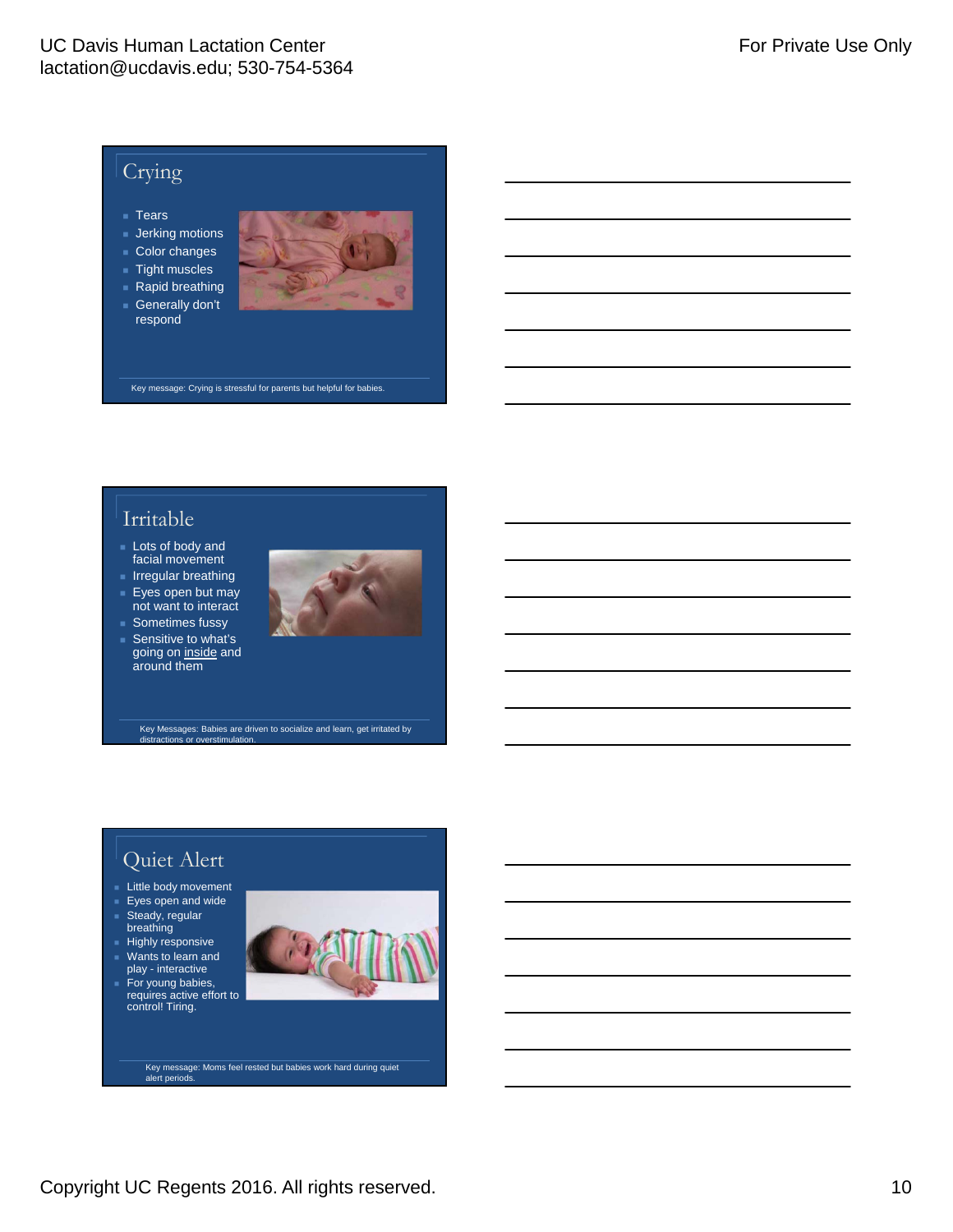## Crying

- Tears
- Jerking motions
- Color changes
- Tight muscles
- Rapid breathing
- Generally don't respond

Key message: Crying is stressful for parents but helpful for babies.

## Irritable

- Lots of body and facial movement
- Irregular breathing
- Eyes open but may not want to interact
- Sometimes fussy
- Sensitive to what's going on inside and around them

Key Messages: Babies are driven to socialize and learn, get irritated by distractions or overstimulation.

## Quiet Alert

- Little body movement
- Eyes open and wide
- Steady, regular breathing
- Highly responsive
- Wants to learn and play - interactive
- For young babies, requires active effort to control! Tiring.

Key message: Moms feel rested but babies work hard during quiet alert periods.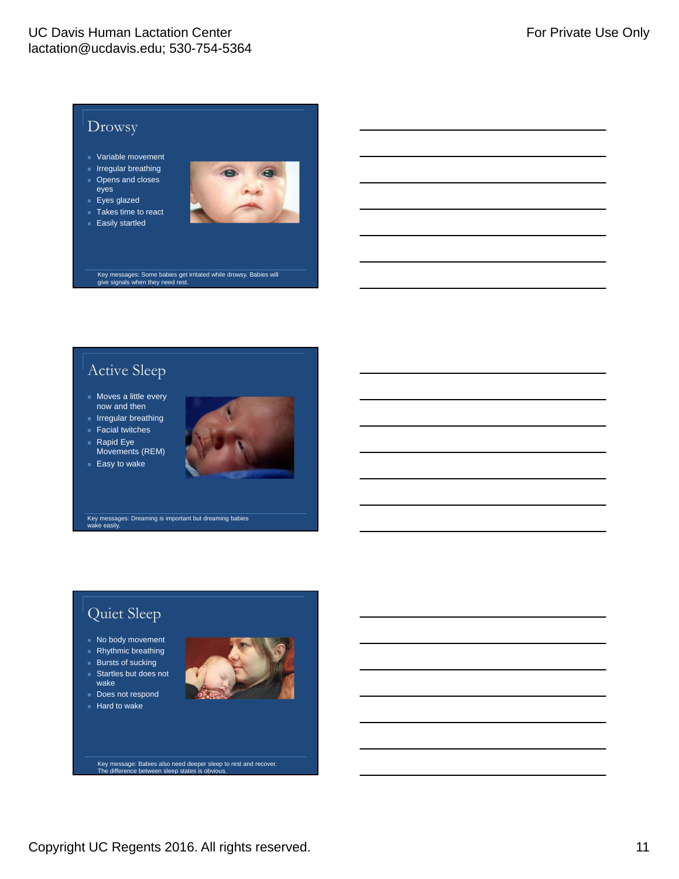## Drowsy

- Variable movement
- Irregular breathing
- Opens and closes eyes
- Eyes glazed
- Takes time to react
- Easily startled

Key messages: Some babies get irritated while drowsy. Babies will give signals when they need rest.

## Active Sleep

- Moves a little every now and then
- Irregular breathing
- Facial twitches
- Rapid Eye Movements (REM)
- Easy to wake

Key messages: Dreaming is important but dreaming babies wake easily.

## Quiet Sleep

- No body movement
- Rhythmic breathing
- Bursts of sucking
- Startles but does not wake
- Does not respond
- Hard to wake

Key message: Babies also need deeper sleep to rest and recover. The difference between sleep states is obvious.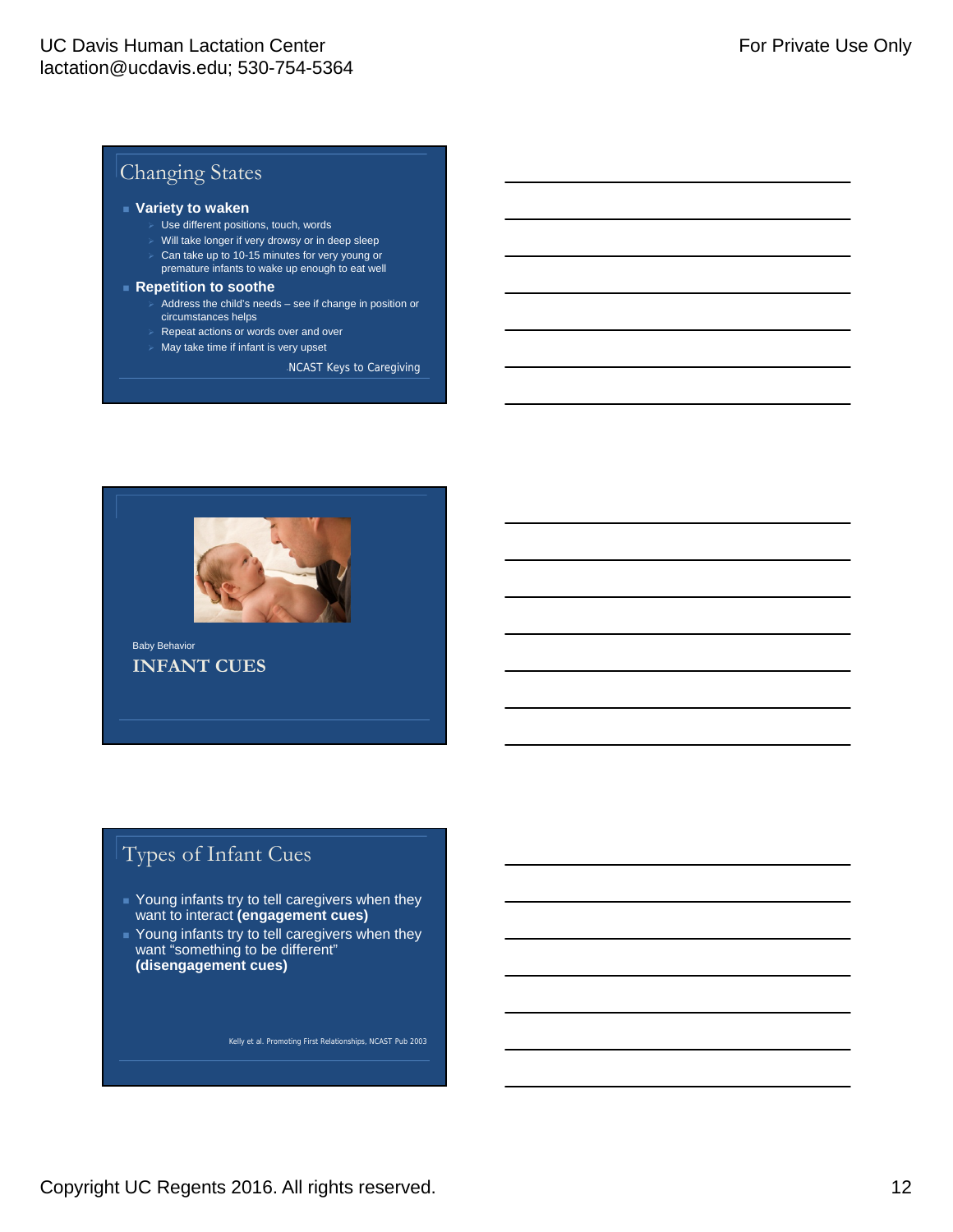## Changing States

- **Variety to waken**
  - Use different positions, touch, words
  - Will take longer if very drowsy or in deep sleep
  - Can take up to 10-15 minutes for very young or premature infants to wake up enough to eat well
- **Repetition to soothe**
  - Address the child's needs – see if change in position or circumstances helps
  - Repeat actions or words over and over
  - May take time if infant is very upset

NCAST Keys to Caregiving

Baby Behavior

## INFANT CUES

## Types of Infant Cues

- Young infants try to tell caregivers when they want to interact **(engagement cues)**
- Young infants try to tell caregivers when they want "something to be different" **(disengagement cues)**

Kelly et al. Promoting First Relationships, NCAST Pub 2003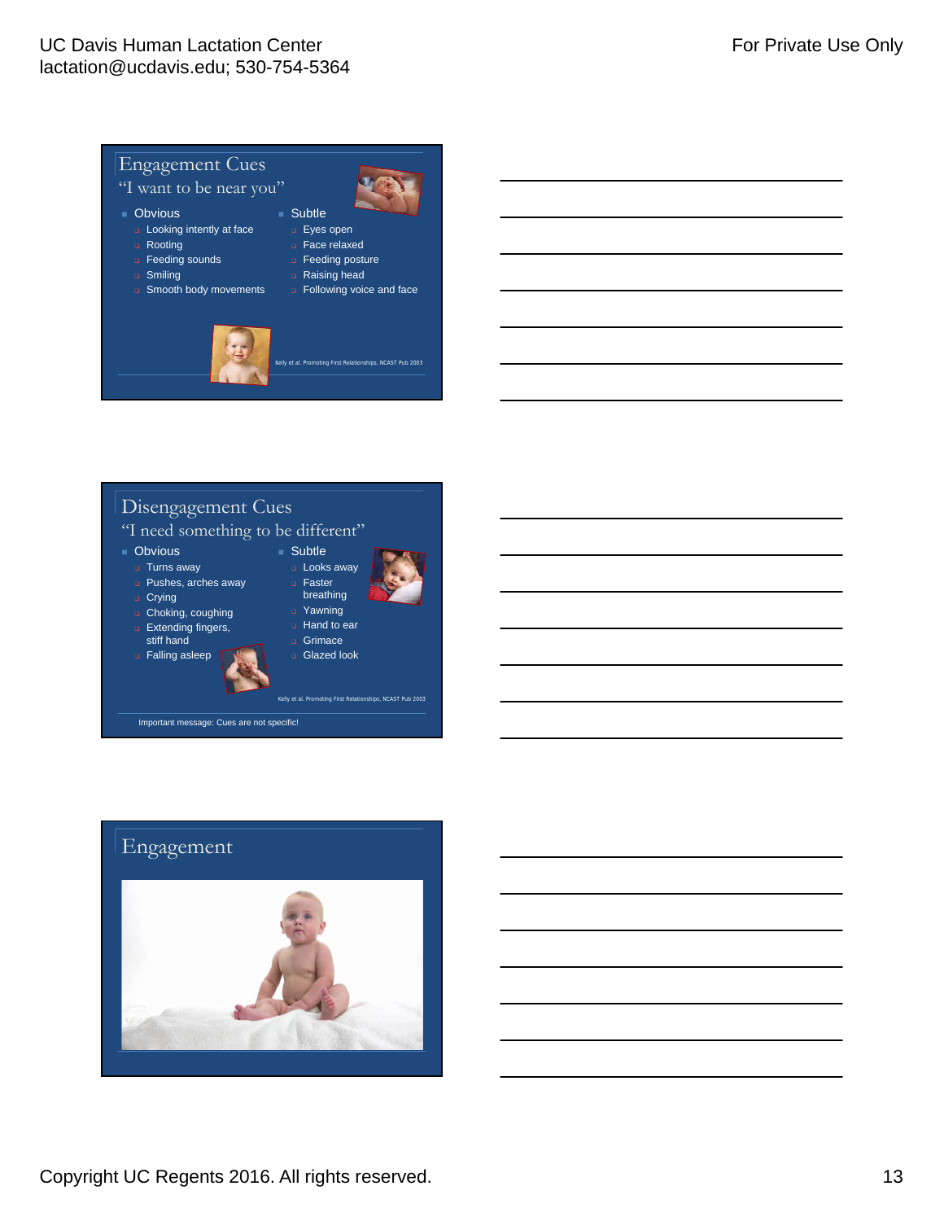## Engagement Cues

"I want to be near you"

- Obvious
  - Looking intently at face
  - Rooting
  - Feeding sounds
  - Smiling
  - Smooth body movements
- Subtle
  - Eyes open
  - Face relaxed
  - Feeding posture
  - Raising head
  - Following voice and face

Kelly et al. Promoting First Relationships, NCAST Pub 2003

## Disengagement Cues

"I need something to be different"

- Obvious
  - Turns away
  - Pushes, arches away
  - Crying
  - Choking, coughing
  - Extending fingers, stiff hand
  - Falling asleep
- Subtle
  - Looks away
  - Faster breathing
  - Yawning
  - Hand to ear
  - Grimace
  - Glazed look

Kelly et al. Promoting First Relationships, NCAST Pub 2003

Important message: Cues are not specific!

## Engagement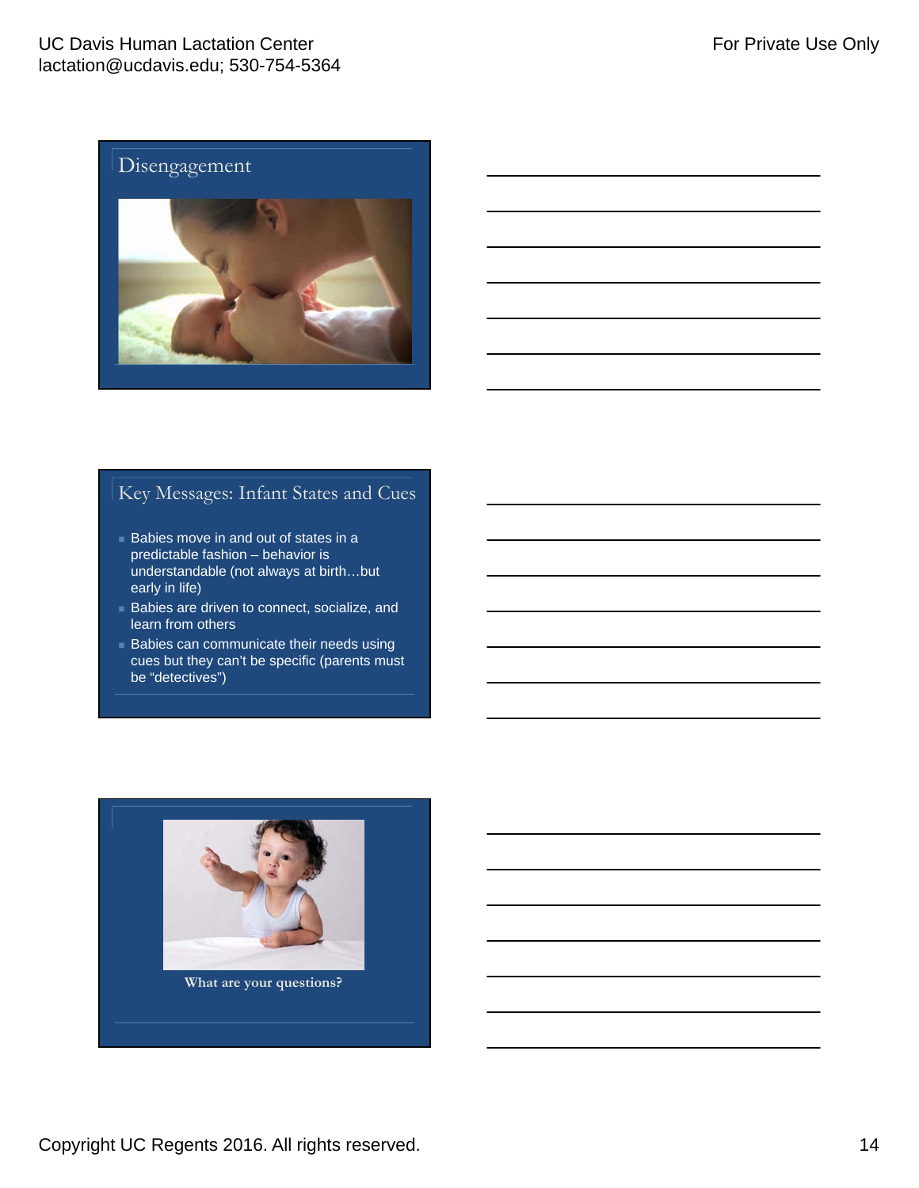## Disengagement

## Key Messages: Infant States and Cues

- Babies move in and out of states in a predictable fashion – behavior is understandable (not always at birth…but early in life)
- Babies are driven to connect, socialize, and learn from others
- Babies can communicate their needs using cues but they can't be specific (parents must be "detectives")

What are your questions?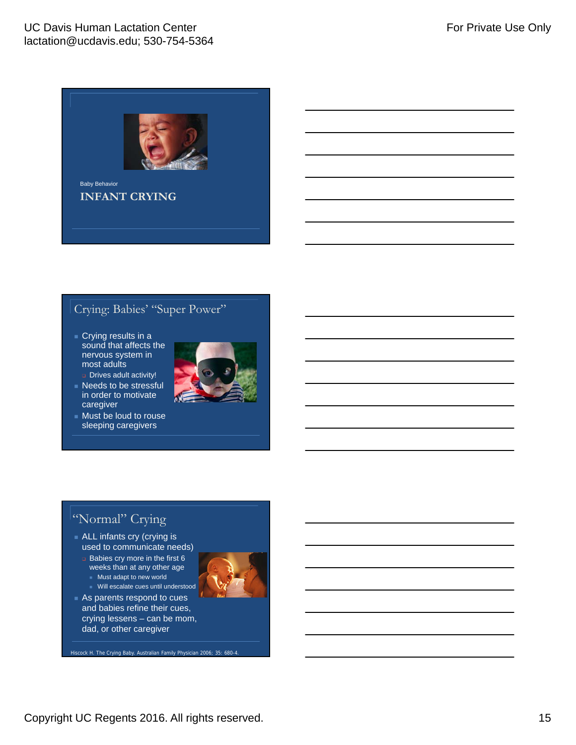Baby Behavior

# INFANT CRYING

## Crying: Babies' "Super Power"

- Crying results in a sound that affects the nervous system in most adults
  - Drives adult activity!
- Needs to be stressful in order to motivate caregiver
- Must be loud to rouse sleeping caregivers

## "Normal" Crying

- ALL infants cry (crying is used to communicate needs)
  - Babies cry more in the first 6 weeks than at any other age
    - Must adapt to new world
    - Will escalate cues until understood
- As parents respond to cues and babies refine their cues, crying lessens – can be mom, dad, or other caregiver

Hiscock H. The Crying Baby. Australian Family Physician 2006; 35: 680-4.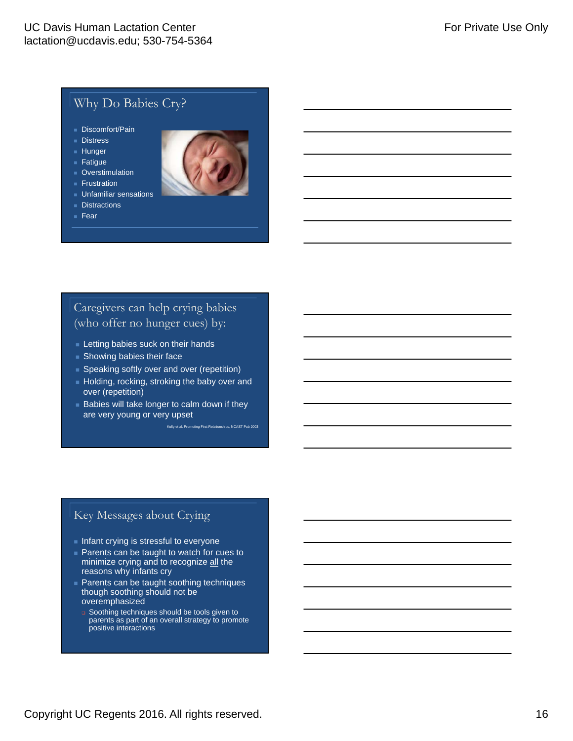## Why Do Babies Cry?

- Discomfort/Pain
- Distress
- Hunger
- Fatigue
- Overstimulation
- Frustration
- Unfamiliar sensations
- Distractions
- Fear

## Caregivers can help crying babies (who offer no hunger cues) by:

- Letting babies suck on their hands
- Showing babies their face
- Speaking softly over and over (repetition)
- Holding, rocking, stroking the baby over and over (repetition)
- Babies will take longer to calm down if they are very young or very upset

Kelly et al. Promoting First Relationships, NCAST Pub 2003

## Key Messages about Crying

- Infant crying is stressful to everyone
- Parents can be taught to watch for cues to minimize crying and to recognize all the reasons why infants cry
- Parents can be taught soothing techniques though soothing should not be overemphasized
  - Soothing techniques should be tools given to parents as part of an overall strategy to promote positive interactions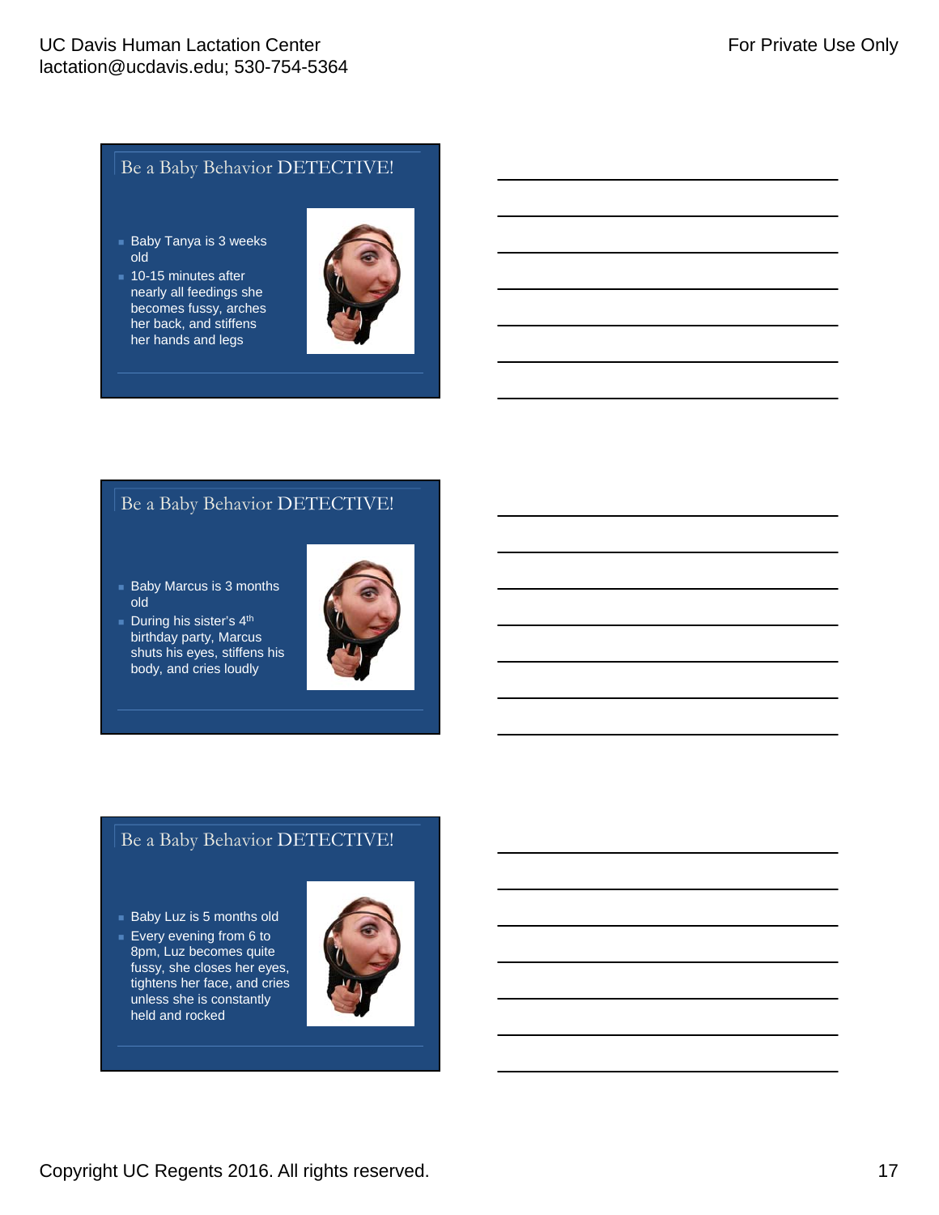## Be a Baby Behavior DETECTIVE!

- Baby Tanya is 3 weeks old
- 10-15 minutes after nearly all feedings she becomes fussy, arches her back, and stiffens her hands and legs

## Be a Baby Behavior DETECTIVE!

- Baby Marcus is 3 months old
- During his sister's 4th birthday party, Marcus shuts his eyes, stiffens his body, and cries loudly

## Be a Baby Behavior DETECTIVE!

- Baby Luz is 5 months old
- Every evening from 6 to 8pm, Luz becomes quite fussy, she closes her eyes, tightens her face, and cries unless she is constantly held and rocked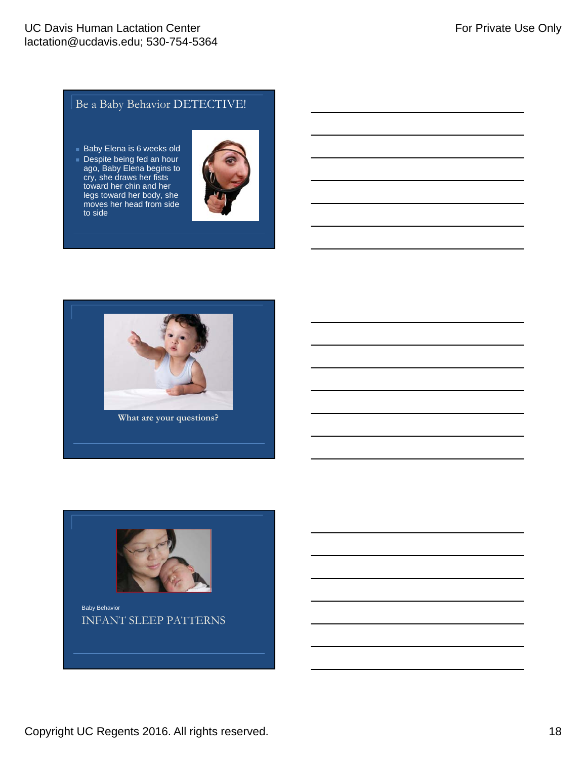## Be a Baby Behavior DETECTIVE!

- Baby Elena is 6 weeks old
- Despite being fed an hour ago, Baby Elena begins to cry, she draws her fists toward her chin and her legs toward her body, she moves her head from side to side

What are your questions?

Baby Behavior

## INFANT SLEEP PATTERNS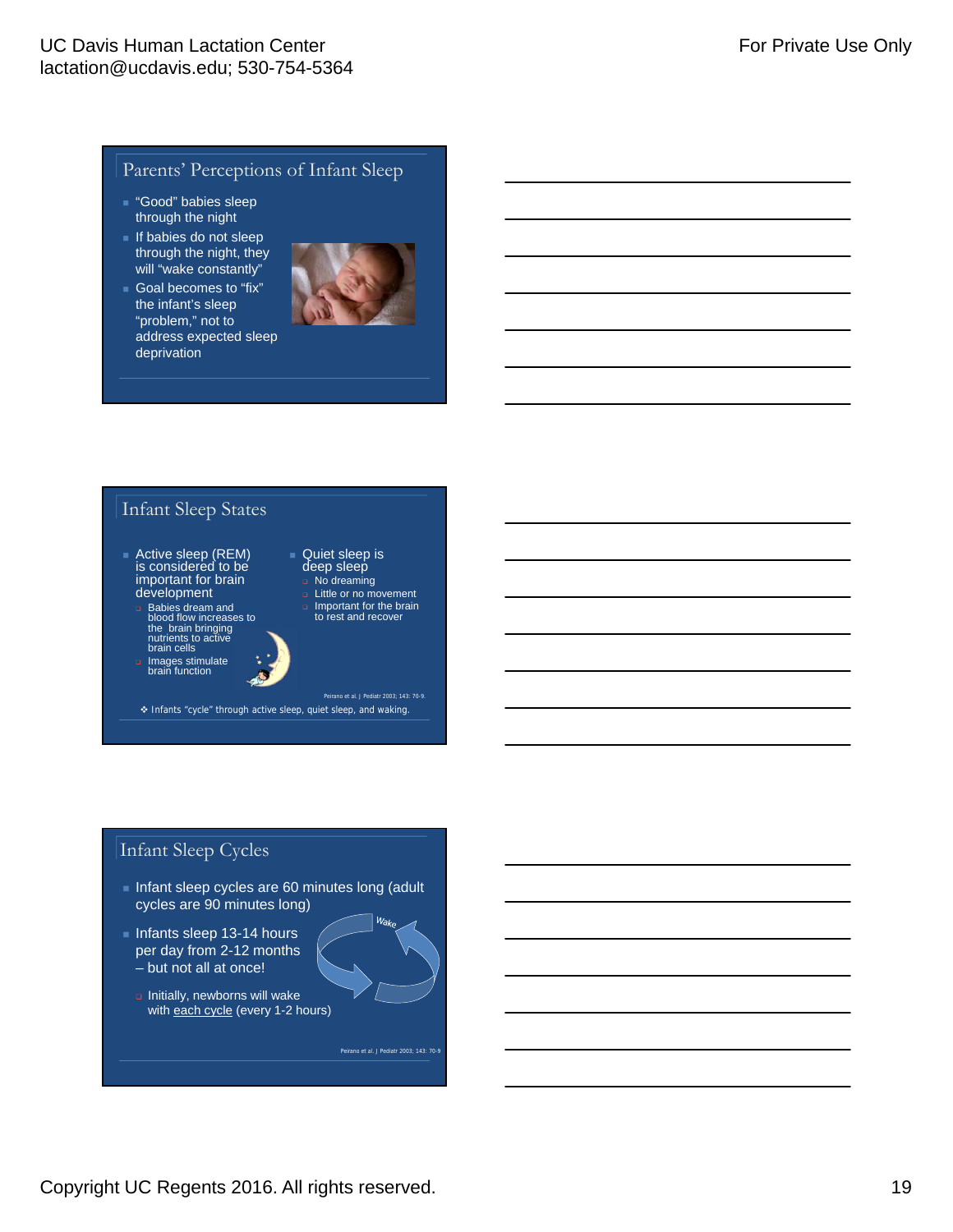## Parents' Perceptions of Infant Sleep

- "Good" babies sleep through the night
- If babies do not sleep through the night, they will "wake constantly"
- Goal becomes to "fix" the infant's sleep "problem," not to address expected sleep deprivation

## Infant Sleep States

- Active sleep (REM) is considered to be important for brain development
  - Babies dream and blood flow increases to the brain bringing nutrients to active brain cells
  - Images stimulate brain function
- Quiet sleep is deep sleep
  - No dreaming
  - Little or no movement
  - Important for the brain to rest and recover

Peirano et al. J Pediatr 2003; 143: 70-9.

❖ Infants "cycle" through active sleep, quiet sleep, and waking.

## Infant Sleep Cycles

- Infant sleep cycles are 60 minutes long (adult cycles are 90 minutes long)
- Infants sleep 13-14 hours per day from 2-12 months – but not all at once!
  - Initially, newborns will wake with each cycle (every 1-2 hours)

Wake

Peirano et al. J Pediatr 2003; 143: 70-9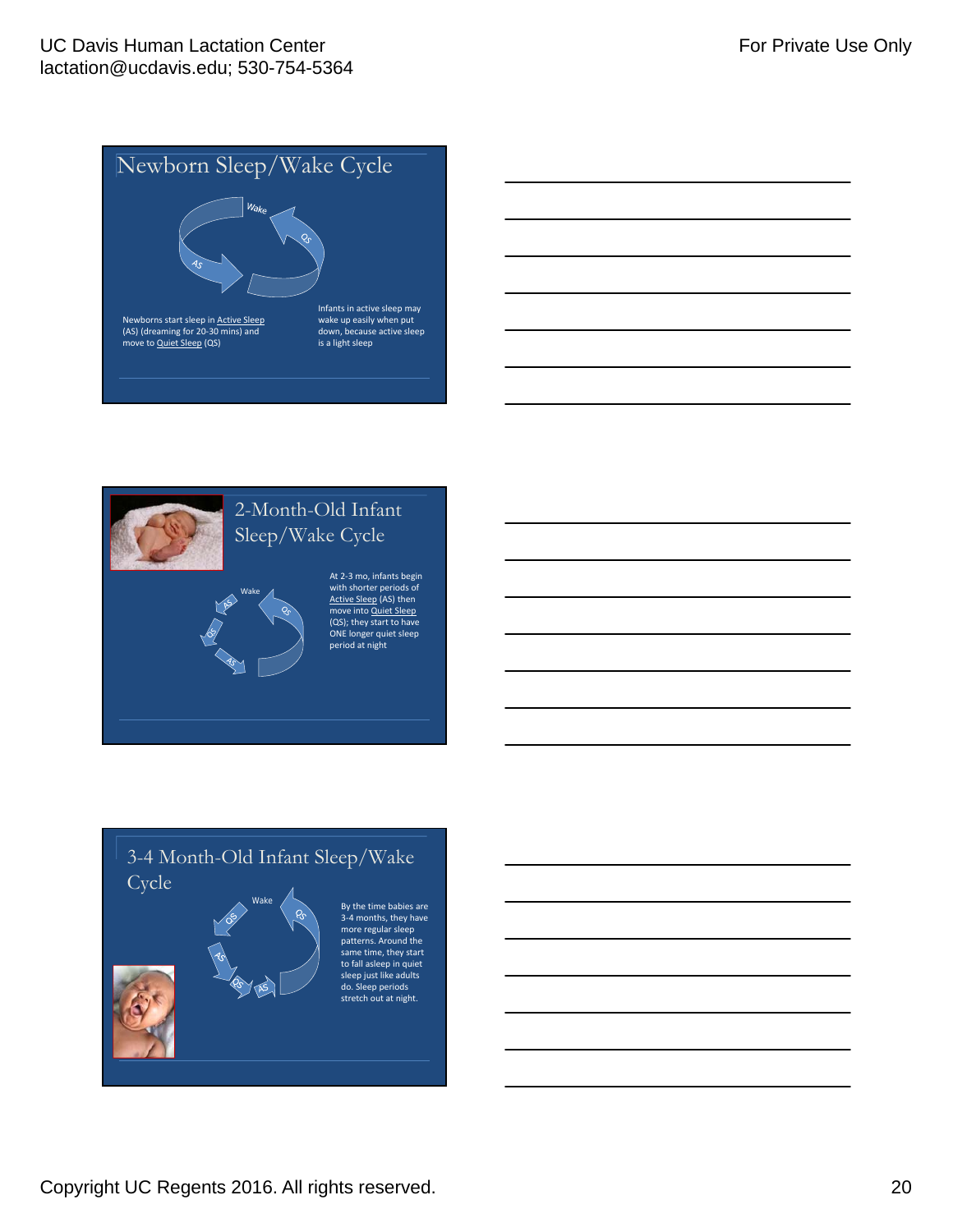## Newborn Sleep/Wake Cycle

Wake

QS

AS

Newborns start sleep in Active Sleep (AS) (dreaming for 20-30 mins) and move to Quiet Sleep (QS)

Infants in active sleep may wake up easily when put down, because active sleep is a light sleep

## 2-Month-Old Infant Sleep/Wake Cycle

Wake

AS

QS

QS

AS

At 2-3 mo, infants begin with shorter periods of Active Sleep (AS) then move into Quiet Sleep (QS); they start to have ONE longer quiet sleep period at night

## 3-4 Month-Old Infant Sleep/Wake Cycle

Wake

QS

QS

AS

QS

AS

By the time babies are 3-4 months, they have more regular sleep patterns. Around the same time, they start to fall asleep in quiet sleep just like adults do. Sleep periods stretch out at night.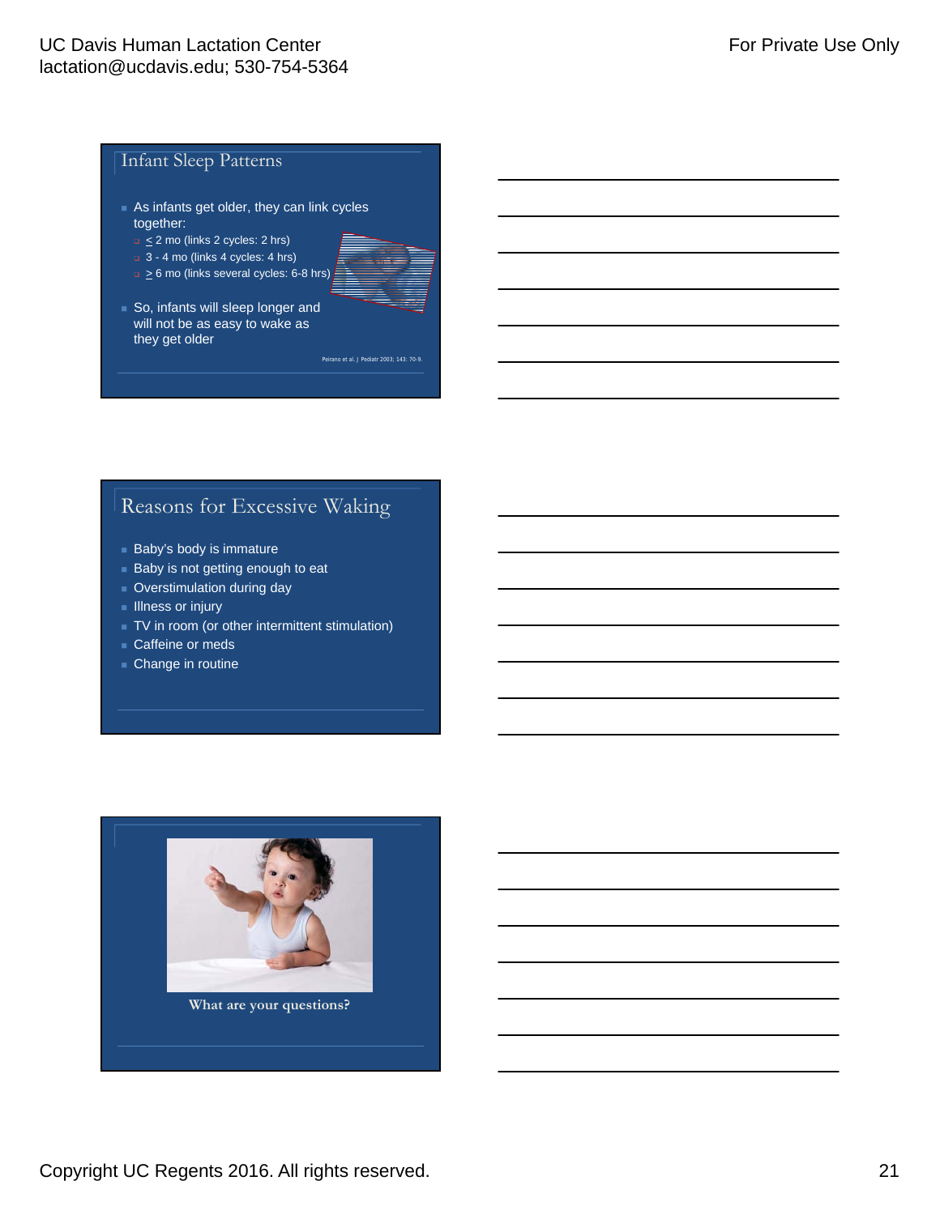## Infant Sleep Patterns

- As infants get older, they can link cycles together:
  - ≤ 2 mo (links 2 cycles: 2 hrs)
  - 3 - 4 mo (links 4 cycles: 4 hrs)
  - ≥ 6 mo (links several cycles: 6-8 hrs)
- So, infants will sleep longer and will not be as easy to wake as they get older

Peirano et al. J Pediatr 2003; 143: 70-9.

## Reasons for Excessive Waking

- Baby's body is immature
- Baby is not getting enough to eat
- Overstimulation during day
- Illness or injury
- TV in room (or other intermittent stimulation)
- Caffeine or meds
- Change in routine

What are your questions?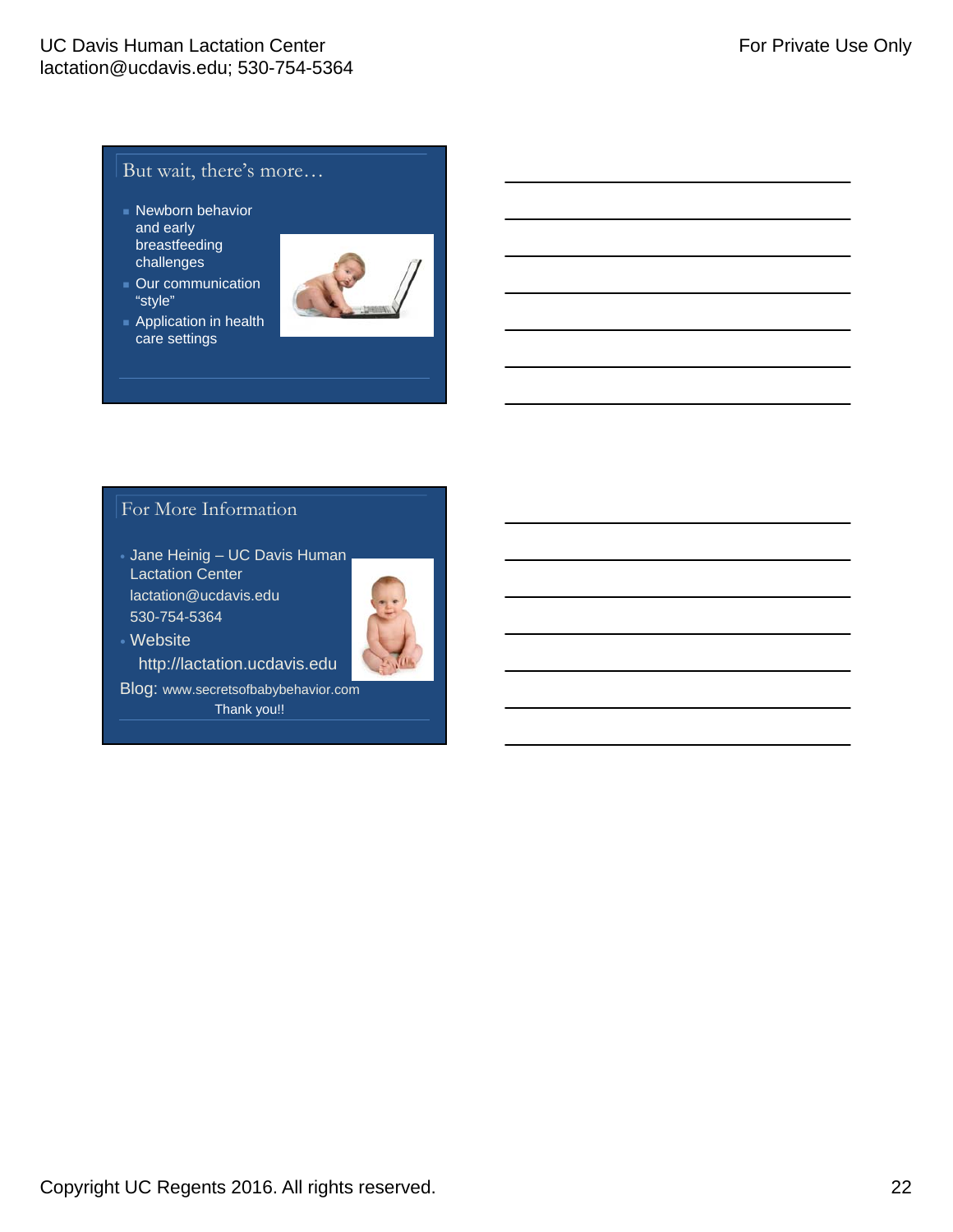## But wait, there's more…

- Newborn behavior and early breastfeeding challenges
- Our communication "style"
- Application in health care settings

## For More Information

- Jane Heinig – UC Davis Human Lactation Center
  lactation@ucdavis.edu
  530-754-5364
- Website
  http://lactation.ucdavis.edu

Blog: www.secretsofbabybehavior.com

Thank you!!